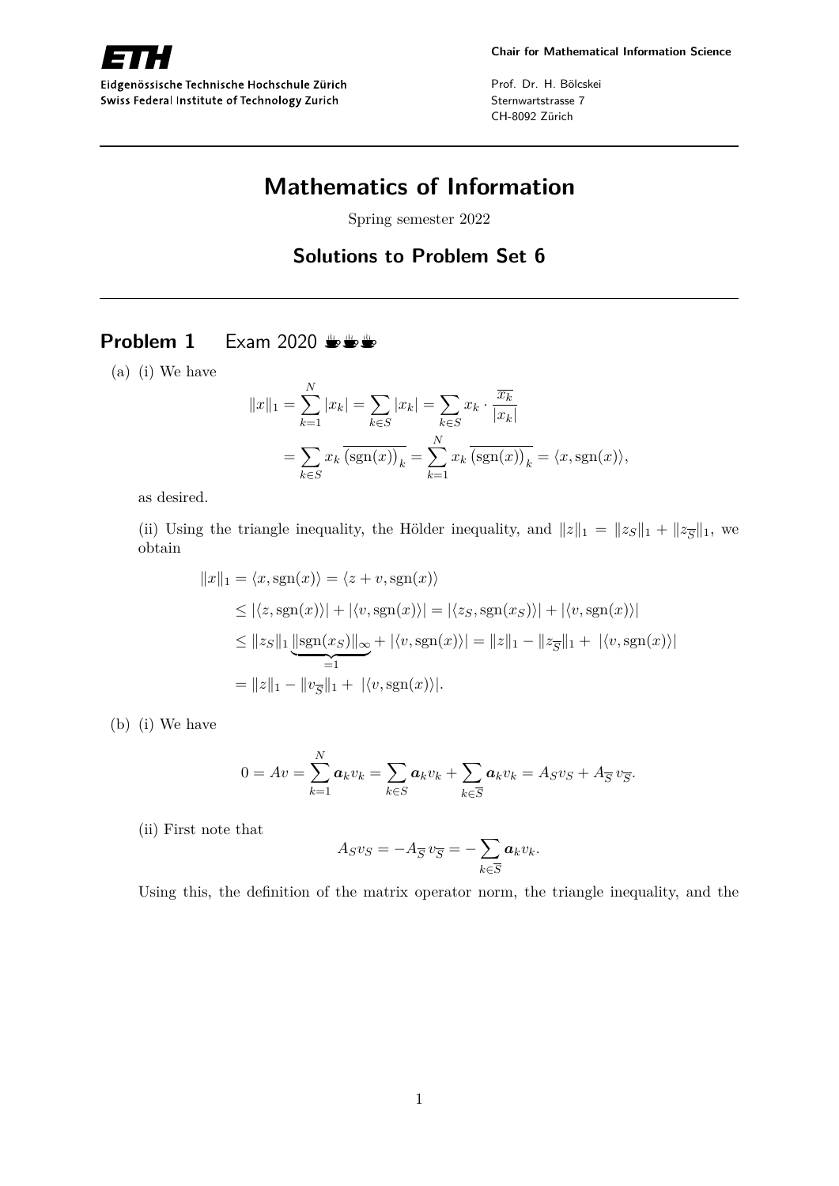Eidgenössische Technische Hochschule Zürich
Swiss Federal Institute of Technology Zurich

**Chair for Mathematical Information Science**

Prof. Dr. H. Bölcskei
Sternwartstrasse 7
CH-8092 Zürich

# Mathematics of Information

Spring semester 2022

## Solutions to Problem Set 6

## Problem 1 Exam 2020

(a) (i) We have

$$\|x\|_1 = \sum_{k=1}^{N} |x_k| = \sum_{k\in S} |x_k| = \sum_{k\in S} x_k \cdot \frac{\overline{x_k}}{|x_k|}$$
$$= \sum_{k\in S} x_k \, \overline{\left(\operatorname{sgn}(x)\right)_k} = \sum_{k=1}^{N} x_k \, \overline{\left(\operatorname{sgn}(x)\right)_k} = \langle x, \operatorname{sgn}(x)\rangle,$$

as desired.

(ii) Using the triangle inequality, the Hölder inequality, and $\|z\|_1 = \|z_S\|_1 + \|z_{\overline{S}}\|_1$, we obtain

$$\begin{aligned}
\|x\|_1 &= \langle x, \operatorname{sgn}(x)\rangle = \langle z + v, \operatorname{sgn}(x)\rangle \\
&\le |\langle z, \operatorname{sgn}(x)\rangle| + |\langle v, \operatorname{sgn}(x)\rangle| = |\langle z_S, \operatorname{sgn}(x_S)\rangle| + |\langle v, \operatorname{sgn}(x)\rangle| \\
&\le \|z_S\|_1 \underbrace{\|\operatorname{sgn}(x_S)\|_\infty}_{=1} + |\langle v, \operatorname{sgn}(x)\rangle| = \|z\|_1 - \|z_{\overline{S}}\|_1 + |\langle v, \operatorname{sgn}(x)\rangle| \\
&= \|z\|_1 - \|v_{\overline{S}}\|_1 + |\langle v, \operatorname{sgn}(x)\rangle|.
\end{aligned}$$

(b) (i) We have

$$0 = Av = \sum_{k=1}^{N} \boldsymbol{a}_k v_k = \sum_{k\in S} \boldsymbol{a}_k v_k + \sum_{k\in \overline{S}} \boldsymbol{a}_k v_k = A_S v_S + A_{\overline{S}}\, v_{\overline{S}}.$$

(ii) First note that

$$A_S v_S = -A_{\overline{S}}\, v_{\overline{S}} = -\sum_{k\in\overline{S}} \boldsymbol{a}_k v_k.$$

Using this, the definition of the matrix operator norm, the triangle inequality, and the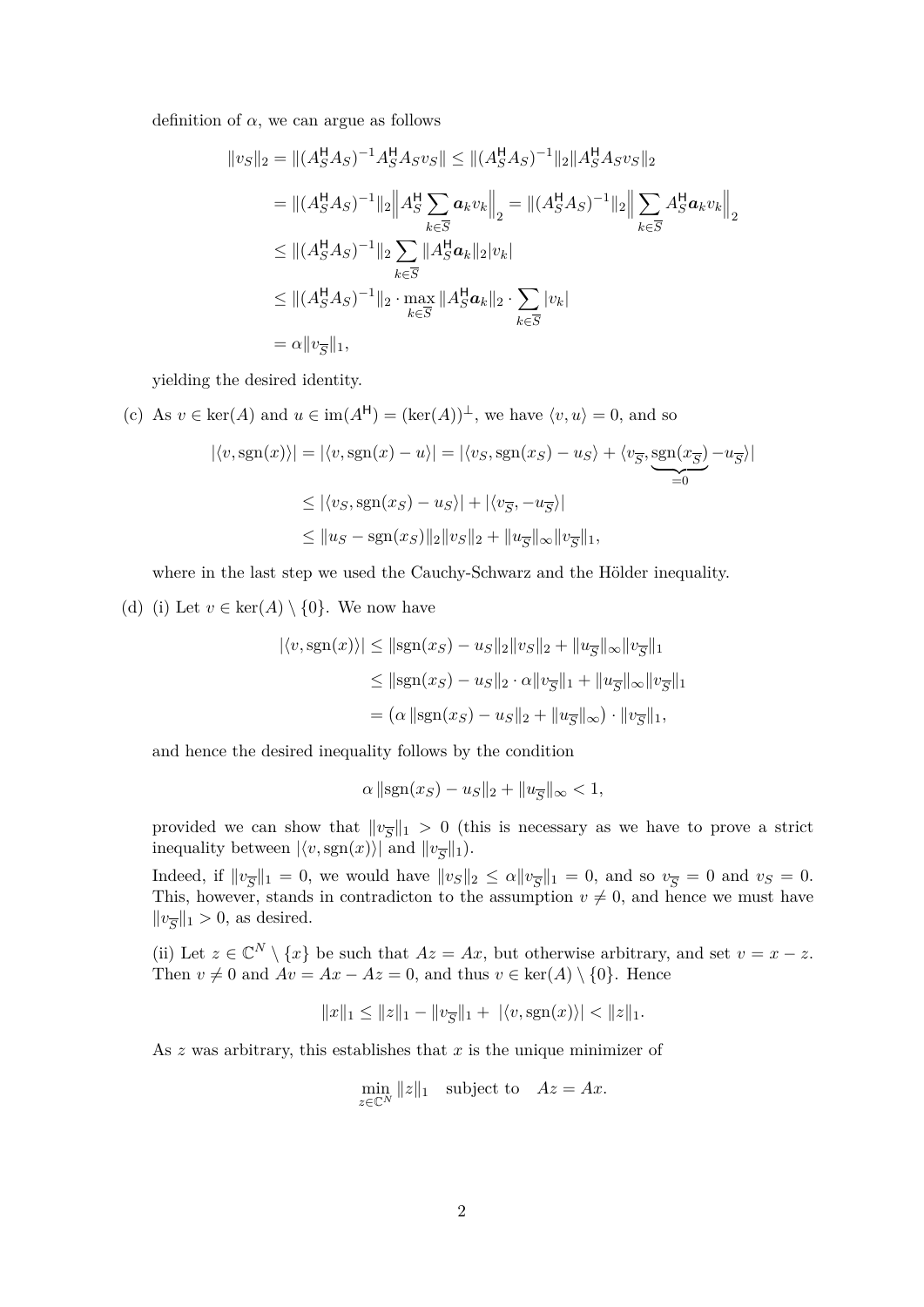definition of $\alpha$, we can argue as follows

$$
\begin{aligned}
\|v_S\|_2 &= \|(A_S^{\mathsf{H}} A_S)^{-1} A_S^{\mathsf{H}} A_S v_S\| \leq \|(A_S^{\mathsf{H}} A_S)^{-1}\|_2 \|A_S^{\mathsf{H}} A_S v_S\|_2 \\
&= \|(A_S^{\mathsf{H}} A_S)^{-1}\|_2 \Big\| A_S^{\mathsf{H}} \sum_{k \in \overline{S}} \boldsymbol{a}_k v_k \Big\|_2 = \|(A_S^{\mathsf{H}} A_S)^{-1}\|_2 \Big\| \sum_{k \in \overline{S}} A_S^{\mathsf{H}} \boldsymbol{a}_k v_k \Big\|_2 \\
&\leq \|(A_S^{\mathsf{H}} A_S)^{-1}\|_2 \sum_{k \in \overline{S}} \|A_S^{\mathsf{H}} \boldsymbol{a}_k\|_2 |v_k| \\
&\leq \|(A_S^{\mathsf{H}} A_S)^{-1}\|_2 \cdot \max_{k \in \overline{S}} \|A_S^{\mathsf{H}} \boldsymbol{a}_k\|_2 \cdot \sum_{k \in \overline{S}} |v_k| \\
&= \alpha \|v_{\overline{S}}\|_1,
\end{aligned}
$$

yielding the desired identity.

(c) As $v \in \ker(A)$ and $u \in \operatorname{im}(A^{\mathsf{H}}) = (\ker(A))^{\perp}$, we have $\langle v, u \rangle = 0$, and so

$$
\begin{aligned}
|\langle v, \operatorname{sgn}(x) \rangle| &= |\langle v, \operatorname{sgn}(x) - u \rangle| = |\langle v_S, \operatorname{sgn}(x_S) - u_S \rangle + \langle v_{\overline{S}}, \underbrace{\operatorname{sgn}(x_{\overline{S}})}_{=0} - u_{\overline{S}} \rangle| \\
&\leq |\langle v_S, \operatorname{sgn}(x_S) - u_S \rangle| + |\langle v_{\overline{S}}, -u_{\overline{S}} \rangle| \\
&\leq \|u_S - \operatorname{sgn}(x_S)\|_2 \|v_S\|_2 + \|u_{\overline{S}}\|_\infty \|v_{\overline{S}}\|_1,
\end{aligned}
$$

where in the last step we used the Cauchy-Schwarz and the Hölder inequality.

(d) (i) Let $v \in \ker(A) \setminus \{0\}$. We now have

$$
\begin{aligned}
|\langle v, \operatorname{sgn}(x) \rangle| &\leq \|\operatorname{sgn}(x_S) - u_S\|_2 \|v_S\|_2 + \|u_{\overline{S}}\|_\infty \|v_{\overline{S}}\|_1 \\
&\leq \|\operatorname{sgn}(x_S) - u_S\|_2 \cdot \alpha \|v_{\overline{S}}\|_1 + \|u_{\overline{S}}\|_\infty \|v_{\overline{S}}\|_1 \\
&= \left(\alpha \|\operatorname{sgn}(x_S) - u_S\|_2 + \|u_{\overline{S}}\|_\infty\right) \cdot \|v_{\overline{S}}\|_1,
\end{aligned}
$$

and hence the desired inequality follows by the condition

$$
\alpha \|\operatorname{sgn}(x_S) - u_S\|_2 + \|u_{\overline{S}}\|_\infty < 1,
$$

provided we can show that $\|v_{\overline{S}}\|_1 > 0$ (this is necessary as we have to prove a strict inequality between $|\langle v, \operatorname{sgn}(x) \rangle|$ and $\|v_{\overline{S}}\|_1$).

Indeed, if $\|v_{\overline{S}}\|_1 = 0$, we would have $\|v_S\|_2 \leq \alpha \|v_{\overline{S}}\|_1 = 0$, and so $v_{\overline{S}} = 0$ and $v_S = 0$. This, however, stands in contradicton to the assumption $v \neq 0$, and hence we must have $\|v_{\overline{S}}\|_1 > 0$, as desired.

(ii) Let $z \in \mathbb{C}^N \setminus \{x\}$ be such that $Az = Ax$, but otherwise arbitrary, and set $v = x - z$. Then $v \neq 0$ and $Av = Ax - Az = 0$, and thus $v \in \ker(A) \setminus \{0\}$. Hence

$$
\|x\|_1 \leq \|z\|_1 - \|v_{\overline{S}}\|_1 + |\langle v, \operatorname{sgn}(x) \rangle| < \|z\|_1.
$$

As $z$ was arbitrary, this establishes that $x$ is the unique minimizer of

$$
\min_{z \in \mathbb{C}^N} \|z\|_1 \quad \text{subject to} \quad Az = Ax.
$$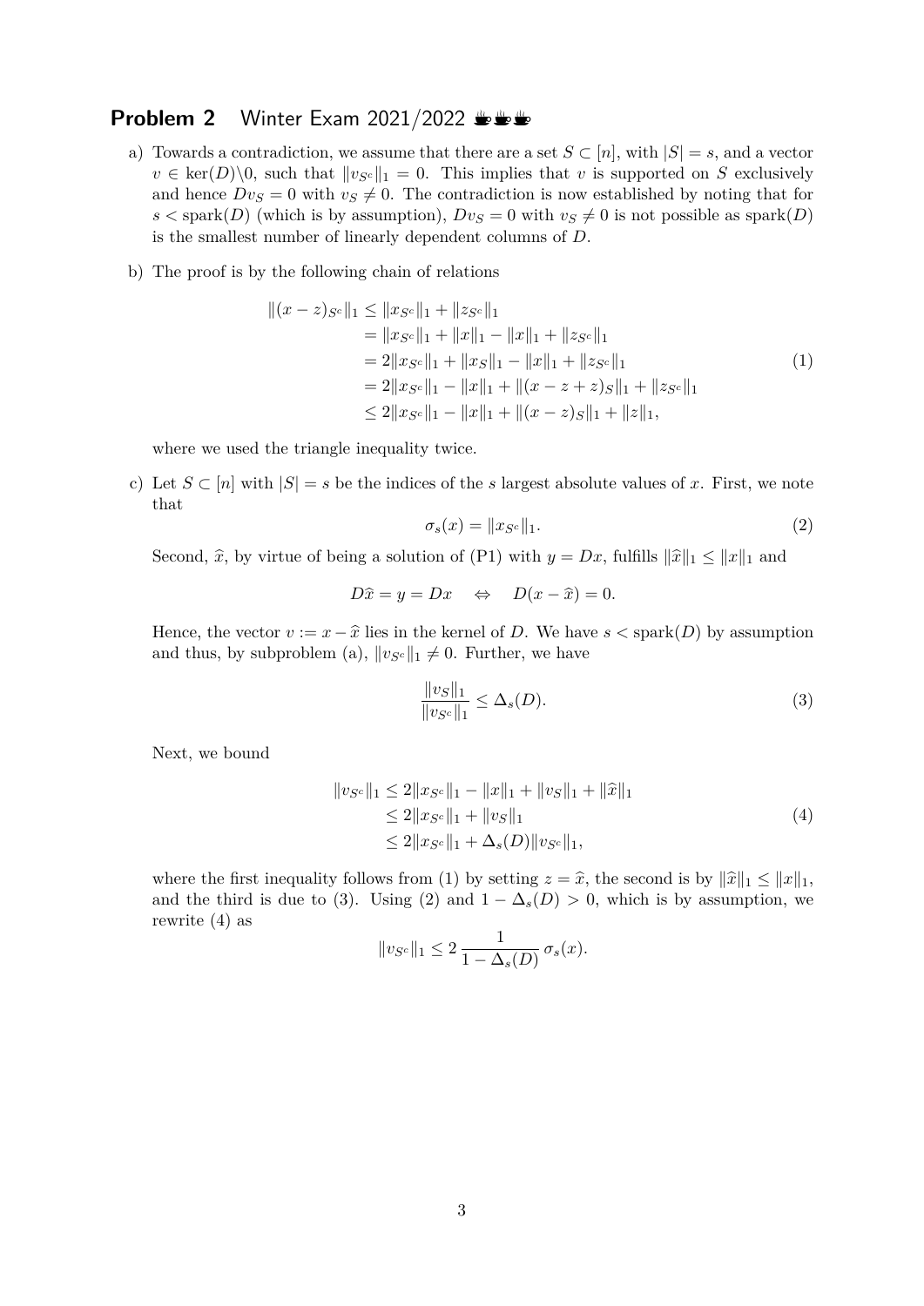## Problem 2 Winter Exam 2021/2022 ☕☕☕

a) Towards a contradiction, we assume that there are a set $S \subset [n]$, with $|S| = s$, and a vector $v \in \ker(D)\backslash 0$, such that $\|v_{S^c}\|_1 = 0$. This implies that $v$ is supported on $S$ exclusively and hence $Dv_S = 0$ with $v_S \neq 0$. The contradiction is now established by noting that for $s < \text{spark}(D)$ (which is by assumption), $Dv_S = 0$ with $v_S \neq 0$ is not possible as $\text{spark}(D)$ is the smallest number of linearly dependent columns of $D$.

b) The proof is by the following chain of relations

$$
\begin{aligned}
\|(x-z)_{S^c}\|_1 &\leq \|x_{S^c}\|_1 + \|z_{S^c}\|_1 \\
&= \|x_{S^c}\|_1 + \|x\|_1 - \|x\|_1 + \|z_{S^c}\|_1 \\
&= 2\|x_{S^c}\|_1 + \|x_S\|_1 - \|x\|_1 + \|z_{S^c}\|_1 \\
&= 2\|x_{S^c}\|_1 - \|x\|_1 + \|(x-z+z)_S\|_1 + \|z_{S^c}\|_1 \\
&\leq 2\|x_{S^c}\|_1 - \|x\|_1 + \|(x-z)_S\|_1 + \|z\|_1,
\end{aligned}
\tag{1}
$$

where we used the triangle inequality twice.

c) Let $S \subset [n]$ with $|S| = s$ be the indices of the $s$ largest absolute values of $x$. First, we note that

$$
\sigma_s(x) = \|x_{S^c}\|_1. \tag{2}
$$

Second, $\widehat{x}$, by virtue of being a solution of (P1) with $y = Dx$, fulfills $\|\widehat{x}\|_1 \leq \|x\|_1$ and

$$
D\widehat{x} = y = Dx \quad \Leftrightarrow \quad D(x - \widehat{x}) = 0.
$$

Hence, the vector $v := x - \widehat{x}$ lies in the kernel of $D$. We have $s < \text{spark}(D)$ by assumption and thus, by subproblem (a), $\|v_{S^c}\|_1 \neq 0$. Further, we have

$$
\frac{\|v_S\|_1}{\|v_{S^c}\|_1} \leq \Delta_s(D). \tag{3}
$$

Next, we bound

$$
\begin{aligned}
\|v_{S^c}\|_1 &\leq 2\|x_{S^c}\|_1 - \|x\|_1 + \|v_S\|_1 + \|\widehat{x}\|_1 \\
&\leq 2\|x_{S^c}\|_1 + \|v_S\|_1 \\
&\leq 2\|x_{S^c}\|_1 + \Delta_s(D)\|v_{S^c}\|_1,
\end{aligned}
\tag{4}
$$

where the first inequality follows from (1) by setting $z = \widehat{x}$, the second is by $\|\widehat{x}\|_1 \leq \|x\|_1$, and the third is due to (3). Using (2) and $1 - \Delta_s(D) > 0$, which is by assumption, we rewrite (4) as

$$
\|v_{S^c}\|_1 \leq 2\,\frac{1}{1 - \Delta_s(D)}\,\sigma_s(x).
$$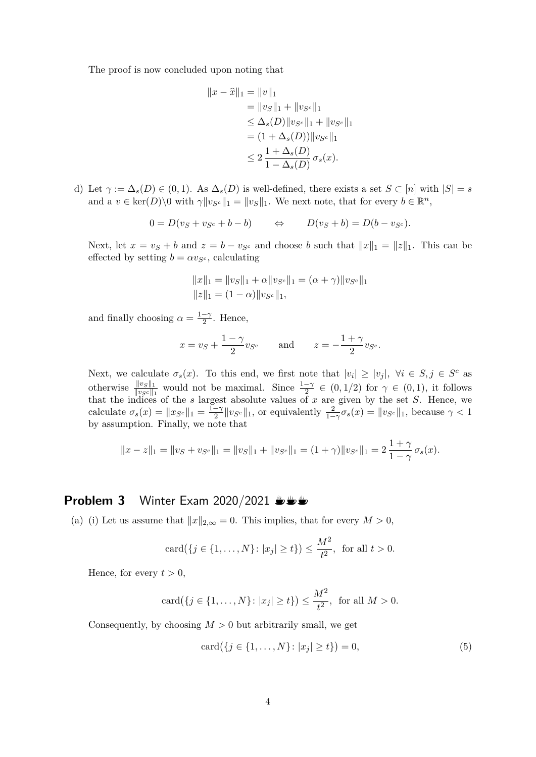The proof is now concluded upon noting that

$$
\begin{aligned}
\|x - \widehat{x}\|_1 &= \|v\|_1 \\
&= \|v_S\|_1 + \|v_{S^c}\|_1 \\
&\leq \Delta_s(D)\|v_{S^c}\|_1 + \|v_{S^c}\|_1 \\
&= (1 + \Delta_s(D))\|v_{S^c}\|_1 \\
&\leq 2\,\frac{1 + \Delta_s(D)}{1 - \Delta_s(D)}\,\sigma_s(x).
\end{aligned}
$$

d) Let $\gamma := \Delta_s(D) \in (0,1)$. As $\Delta_s(D)$ is well-defined, there exists a set $S \subset [n]$ with $|S| = s$ and a $v \in \ker(D)\backslash 0$ with $\gamma\|v_{S^c}\|_1 = \|v_S\|_1$. We next note, that for every $b \in \mathbb{R}^n$,

$$
0 = D(v_S + v_{S^c} + b - b) \qquad \Leftrightarrow \qquad D(v_S + b) = D(b - v_{S^c}).
$$

Next, let $x = v_S + b$ and $z = b - v_{S^c}$ and choose $b$ such that $\|x\|_1 = \|z\|_1$. This can be effected by setting $b = \alpha v_{S^c}$, calculating

$$
\begin{aligned}
\|x\|_1 &= \|v_S\|_1 + \alpha\|v_{S^c}\|_1 = (\alpha + \gamma)\|v_{S^c}\|_1 \\
\|z\|_1 &= (1 - \alpha)\|v_{S^c}\|_1,
\end{aligned}
$$

and finally choosing $\alpha = \frac{1-\gamma}{2}$. Hence,

$$
x = v_S + \frac{1-\gamma}{2}v_{S^c} \qquad \text{and} \qquad z = -\frac{1+\gamma}{2}v_{S^c}.
$$

Next, we calculate $\sigma_s(x)$. To this end, we first note that $|v_i| \geq |v_j|, \ \forall i \in S, j \in S^c$ as otherwise $\frac{\|v_S\|_1}{\|v_{S^c}\|_1}$ would not be maximal. Since $\frac{1-\gamma}{2} \in (0, 1/2)$ for $\gamma \in (0,1)$, it follows that the indices of the $s$ largest absolute values of $x$ are given by the set $S$. Hence, we calculate $\sigma_s(x) = \|x_{S^c}\|_1 = \frac{1-\gamma}{2}\|v_{S^c}\|_1$, or equivalently $\frac{2}{1-\gamma}\sigma_s(x) = \|v_{S^c}\|_1$, because $\gamma < 1$ by assumption. Finally, we note that

$$
\|x - z\|_1 = \|v_S + v_{S^c}\|_1 = \|v_S\|_1 + \|v_{S^c}\|_1 = (1+\gamma)\|v_{S^c}\|_1 = 2\,\frac{1+\gamma}{1-\gamma}\,\sigma_s(x).
$$

## Problem 3 Winter Exam 2020/2021

(a) (i) Let us assume that $\|x\|_{2,\infty} = 0$. This implies, that for every $M > 0$,

$$
\operatorname{card}\big(\{j \in \{1, \ldots, N\} \colon |x_j| \geq t\}\big) \leq \frac{M^2}{t^2}, \ \text{ for all } t > 0.
$$

Hence, for every $t > 0$,

$$
\operatorname{card}\big(\{j \in \{1, \ldots, N\} \colon |x_j| \geq t\}\big) \leq \frac{M^2}{t^2}, \ \text{ for all } M > 0.
$$

Consequently, by choosing $M > 0$ but arbitrarily small, we get

$$
\operatorname{card}\big(\{j \in \{1, \ldots, N\} \colon |x_j| \geq t\}\big) = 0, \tag{5}
$$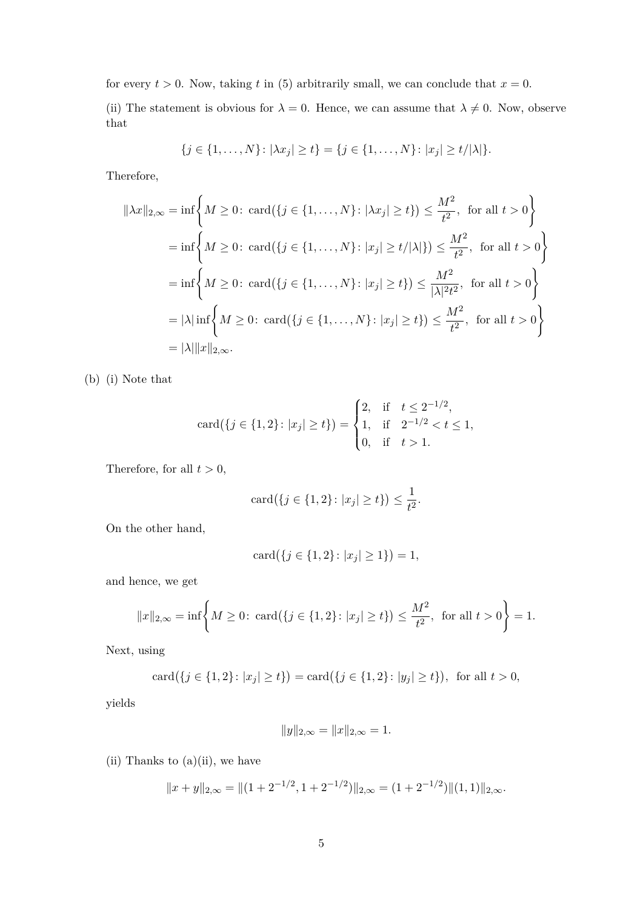for every $t > 0$. Now, taking $t$ in (5) arbitrarily small, we can conclude that $x = 0$.

(ii) The statement is obvious for $\lambda = 0$. Hence, we can assume that $\lambda \neq 0$. Now, observe that

$$\{j \in \{1, \ldots, N\} \colon |\lambda x_j| \geq t\} = \{j \in \{1, \ldots, N\} \colon |x_j| \geq t/|\lambda|\}.$$

Therefore,

$$\begin{aligned}
\|\lambda x\|_{2,\infty} &= \inf\left\{ M \geq 0 \colon \operatorname{card}\big(\{j \in \{1, \ldots, N\} \colon |\lambda x_j| \geq t\}\big) \leq \frac{M^2}{t^2}, \text{ for all } t > 0 \right\} \\
&= \inf\left\{ M \geq 0 \colon \operatorname{card}\big(\{j \in \{1, \ldots, N\} \colon |x_j| \geq t/|\lambda|\}\big) \leq \frac{M^2}{t^2}, \text{ for all } t > 0 \right\} \\
&= \inf\left\{ M \geq 0 \colon \operatorname{card}\big(\{j \in \{1, \ldots, N\} \colon |x_j| \geq t\}\big) \leq \frac{M^2}{|\lambda|^2 t^2}, \text{ for all } t > 0 \right\} \\
&= |\lambda| \inf\left\{ M \geq 0 \colon \operatorname{card}\big(\{j \in \{1, \ldots, N\} \colon |x_j| \geq t\}\big) \leq \frac{M^2}{t^2}, \text{ for all } t > 0 \right\} \\
&= |\lambda| \|x\|_{2,\infty}.
\end{aligned}$$

(b) (i) Note that

$$\operatorname{card}\big(\{j \in \{1, 2\} \colon |x_j| \geq t\}\big) = \begin{cases} 2, & \text{if } t \leq 2^{-1/2}, \\ 1, & \text{if } 2^{-1/2} < t \leq 1, \\ 0, & \text{if } t > 1. \end{cases}$$

Therefore, for all $t > 0$,

$$\operatorname{card}\big(\{j \in \{1, 2\} \colon |x_j| \geq t\}\big) \leq \frac{1}{t^2}.$$

On the other hand,

$$\operatorname{card}\big(\{j \in \{1, 2\} \colon |x_j| \geq 1\}\big) = 1,$$

and hence, we get

$$\|x\|_{2,\infty} = \inf\left\{ M \geq 0 \colon \operatorname{card}\big(\{j \in \{1, 2\} \colon |x_j| \geq t\}\big) \leq \frac{M^2}{t^2}, \text{ for all } t > 0 \right\} = 1.$$

Next, using

$$\operatorname{card}\big(\{j \in \{1, 2\} \colon |x_j| \geq t\}\big) = \operatorname{card}\big(\{j \in \{1, 2\} \colon |y_j| \geq t\}\big), \text{ for all } t > 0,$$

yields

$$\|y\|_{2,\infty} = \|x\|_{2,\infty} = 1.$$

(ii) Thanks to (a)(ii), we have

$$\|x + y\|_{2,\infty} = \|(1 + 2^{-1/2}, 1 + 2^{-1/2})\|_{2,\infty} = (1 + 2^{-1/2})\|(1, 1)\|_{2,\infty}.$$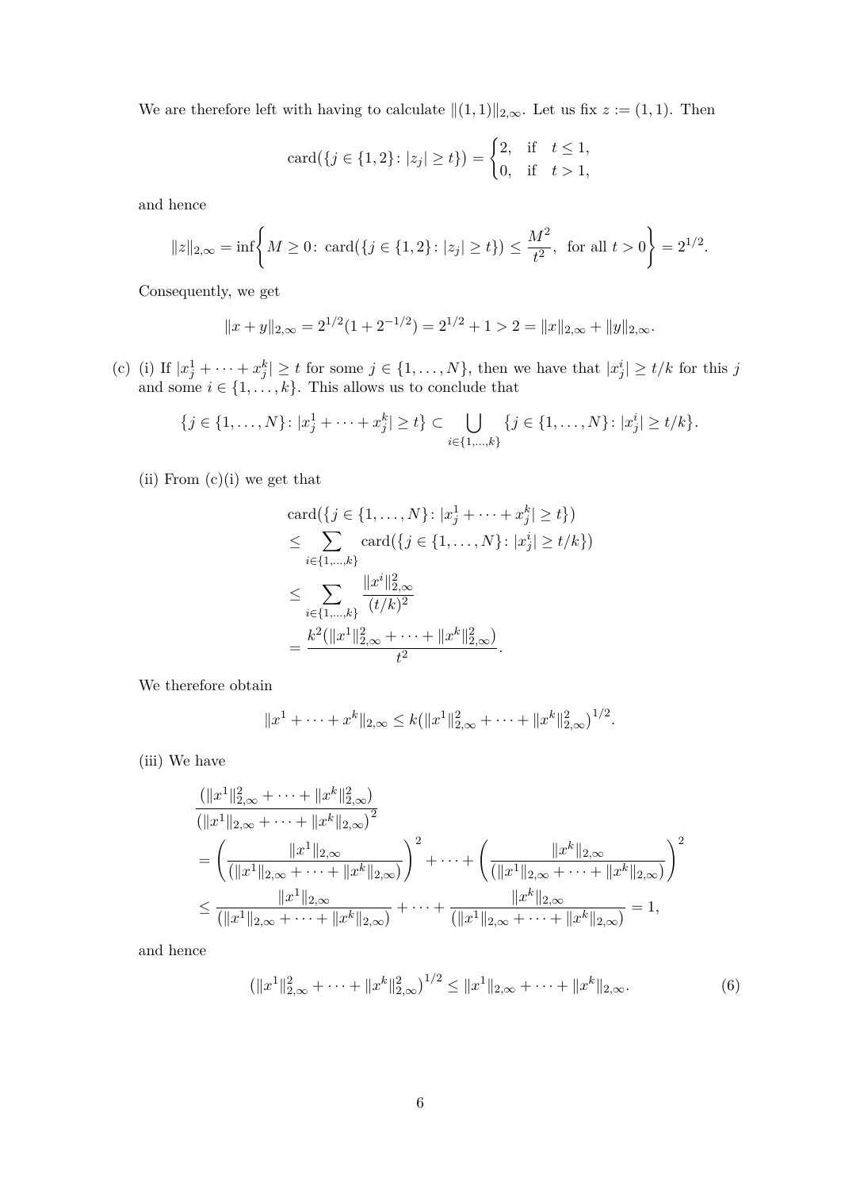We are therefore left with having to calculate $\|(1,1)\|_{2,\infty}$. Let us fix $z := (1,1)$. Then

$$\operatorname{card}(\{j \in \{1,2\} \colon |z_j| \geq t\}) = \begin{cases} 2, & \text{if} \quad t \leq 1, \\ 0, & \text{if} \quad t > 1, \end{cases}$$

and hence

$$\|z\|_{2,\infty} = \inf\left\{ M \geq 0 \colon \operatorname{card}\big(\{j \in \{1,2\} \colon |z_j| \geq t\}\big) \leq \frac{M^2}{t^2}, \text{ for all } t > 0 \right\} = 2^{1/2}.$$

Consequently, we get

$$\|x+y\|_{2,\infty} = 2^{1/2}(1 + 2^{-1/2}) = 2^{1/2} + 1 > 2 = \|x\|_{2,\infty} + \|y\|_{2,\infty}.$$

(c) (i) If $|x^1_j + \cdots + x^k_j| \geq t$ for some $j \in \{1, \ldots, N\}$, then we have that $|x^i_j| \geq t/k$ for this $j$ and some $i \in \{1, \ldots, k\}$. This allows us to conclude that

$$\{j \in \{1,\ldots,N\} \colon |x^1_j + \cdots + x^k_j| \geq t\} \subset \bigcup_{i \in \{1,\ldots,k\}} \{j \in \{1,\ldots,N\} \colon |x^i_j| \geq t/k\}.$$

(ii) From (c)(i) we get that

$$\begin{aligned}
&\operatorname{card}\big(\{j \in \{1,\ldots,N\} \colon |x^1_j + \cdots + x^k_j| \geq t\}\big) \\
&\leq \sum_{i \in \{1,\ldots,k\}} \operatorname{card}\big(\{j \in \{1,\ldots,N\} \colon |x^i_j| \geq t/k\}\big) \\
&\leq \sum_{i \in \{1,\ldots,k\}} \frac{\|x^i\|^2_{2,\infty}}{(t/k)^2} \\
&= \frac{k^2\big(\|x^1\|^2_{2,\infty} + \cdots + \|x^k\|^2_{2,\infty}\big)}{t^2}.
\end{aligned}$$

We therefore obtain

$$\|x^1 + \cdots + x^k\|_{2,\infty} \leq k\big(\|x^1\|^2_{2,\infty} + \cdots + \|x^k\|^2_{2,\infty}\big)^{1/2}.$$

(iii) We have

$$\begin{aligned}
&\frac{\big(\|x^1\|^2_{2,\infty} + \cdots + \|x^k\|^2_{2,\infty}\big)}{\big(\|x^1\|_{2,\infty} + \cdots + \|x^k\|_{2,\infty}\big)^2} \\
&= \left(\frac{\|x^1\|_{2,\infty}}{\big(\|x^1\|_{2,\infty} + \cdots + \|x^k\|_{2,\infty}\big)}\right)^2 + \cdots + \left(\frac{\|x^k\|_{2,\infty}}{\big(\|x^1\|_{2,\infty} + \cdots + \|x^k\|_{2,\infty}\big)}\right)^2 \\
&\leq \frac{\|x^1\|_{2,\infty}}{\big(\|x^1\|_{2,\infty} + \cdots + \|x^k\|_{2,\infty}\big)} + \cdots + \frac{\|x^k\|_{2,\infty}}{\big(\|x^1\|_{2,\infty} + \cdots + \|x^k\|_{2,\infty}\big)} = 1,
\end{aligned}$$

and hence

$$\big(\|x^1\|^2_{2,\infty} + \cdots + \|x^k\|^2_{2,\infty}\big)^{1/2} \leq \|x^1\|_{2,\infty} + \cdots + \|x^k\|_{2,\infty}. \tag{6}$$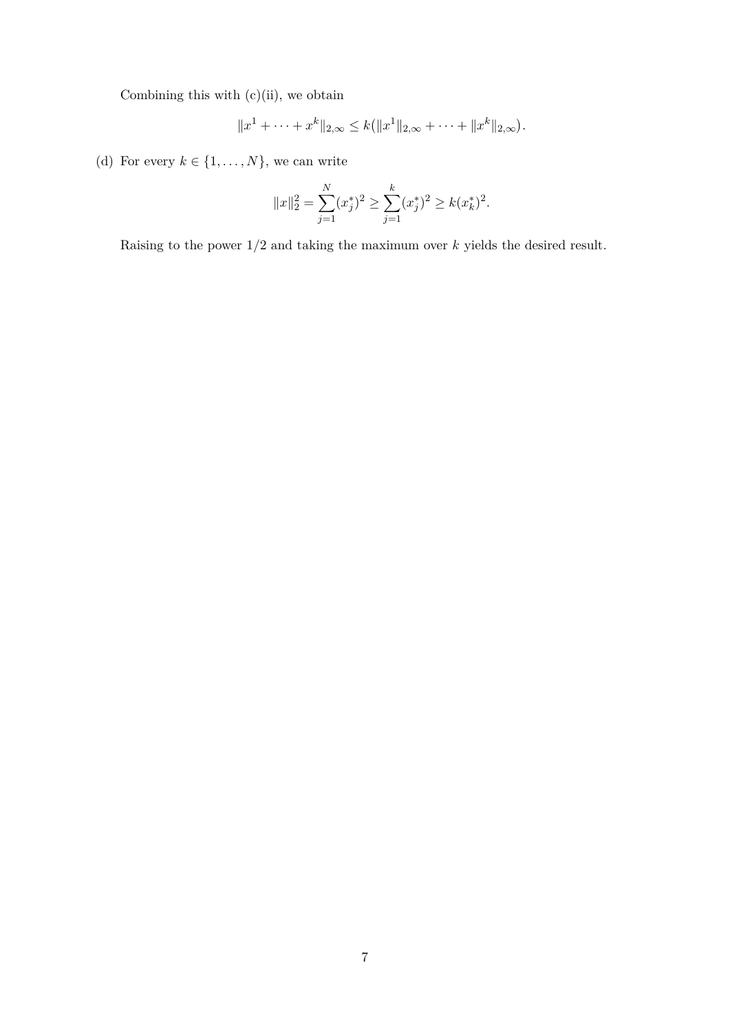Combining this with (c)(ii), we obtain

$$\|x^1 + \cdots + x^k\|_{2,\infty} \leq k\big(\|x^1\|_{2,\infty} + \cdots + \|x^k\|_{2,\infty}\big).$$

(d) For every $k \in \{1, \ldots, N\}$, we can write

$$\|x\|_2^2 = \sum_{j=1}^{N} (x_j^*)^2 \geq \sum_{j=1}^{k} (x_j^*)^2 \geq k(x_k^*)^2.$$

Raising to the power $1/2$ and taking the maximum over $k$ yields the desired result.